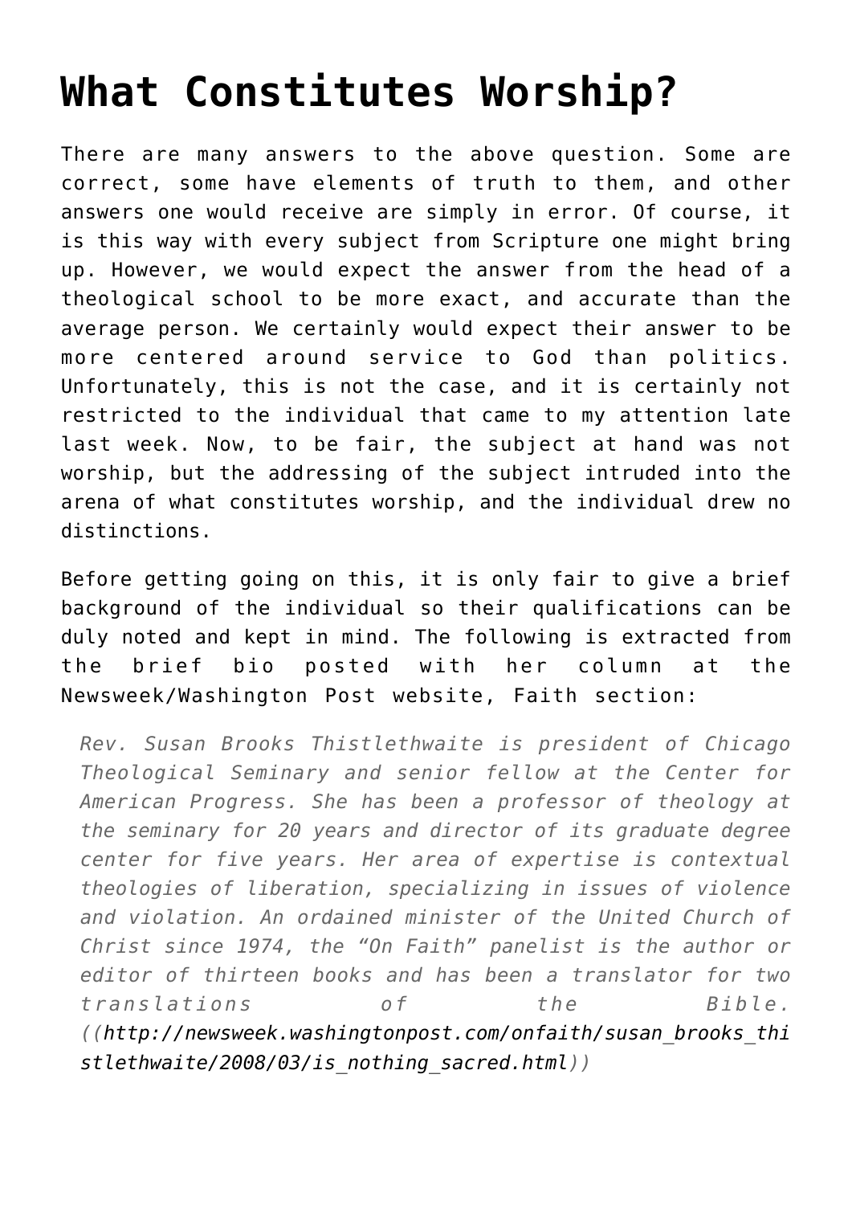# What Constitutes Worship?

There are many answers to the above question. Some are correct, some have elements of truth to them, and other answers one would receive are simply in error. Of course, it is this way with every subject from Scripture one might bring up. However, we would expect the answer from the head of a theological school to be more exact, and accurate than the average person. We certainly would expect their answer to be more centered around service to God than politics. Unfortunately, this is not the case, and it is certainly not restricted to the individual that came to my attention late last week. Now, to be fair, the subject at hand was not worship, but the addressing of the subject intruded into the arena of what constitutes worship, and the individual drew no distinctions.

Before getting going on this, it is only fair to give a brief background of the individual so their qualifications can be duly noted and kept in mind. The following is extracted from the brief bio posted with her column at the Newsweek/Washington Post website, Faith section:

> *Rev. Susan Brooks Thistlethwaite is president of Chicago Theological Seminary and senior fellow at the Center for American Progress. She has been a professor of theology at the seminary for 20 years and director of its graduate degree center for five years. Her area of expertise is contextual theologies of liberation, specializing in issues of violence and violation. An ordained minister of the United Church of Christ since 1974, the "On Faith" panelist is the author or editor of thirteen books and has been a translator for two translations of the Bible. ((http://newsweek.washingtonpost.com/onfaith/susan_brooks_thistlethwaite/2008/03/is_nothing_sacred.html))*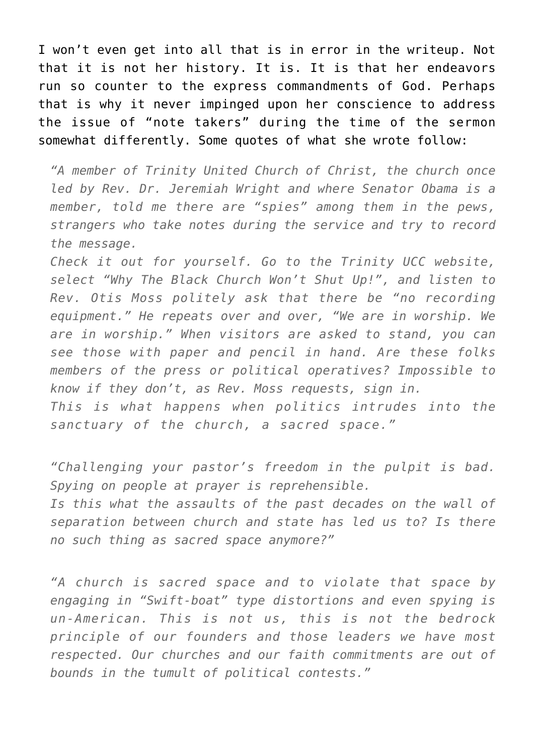I won't even get into all that is in error in the writeup. Not that it is not her history. It is. It is that her endeavors run so counter to the express commandments of God. Perhaps that is why it never impinged upon her conscience to address the issue of "note takers" during the time of the sermon somewhat differently. Some quotes of what she wrote follow:

> *"A member of Trinity United Church of Christ, the church once led by Rev. Dr. Jeremiah Wright and where Senator Obama is a member, told me there are "spies" among them in the pews, strangers who take notes during the service and try to record the message.*
> *Check it out for yourself. Go to the Trinity UCC website, select "Why The Black Church Won't Shut Up!", and listen to Rev. Otis Moss politely ask that there be "no recording equipment." He repeats over and over, "We are in worship. We are in worship." When visitors are asked to stand, you can see those with paper and pencil in hand. Are these folks members of the press or political operatives? Impossible to know if they don't, as Rev. Moss requests, sign in.*
> *This is what happens when politics intrudes into the sanctuary of the church, a sacred space."*

> *"Challenging your pastor's freedom in the pulpit is bad. Spying on people at prayer is reprehensible.*
> *Is this what the assaults of the past decades on the wall of separation between church and state has led us to? Is there no such thing as sacred space anymore?"*

> *"A church is sacred space and to violate that space by engaging in "Swift-boat" type distortions and even spying is un-American. This is not us, this is not the bedrock principle of our founders and those leaders we have most respected. Our churches and our faith commitments are out of bounds in the tumult of political contests."*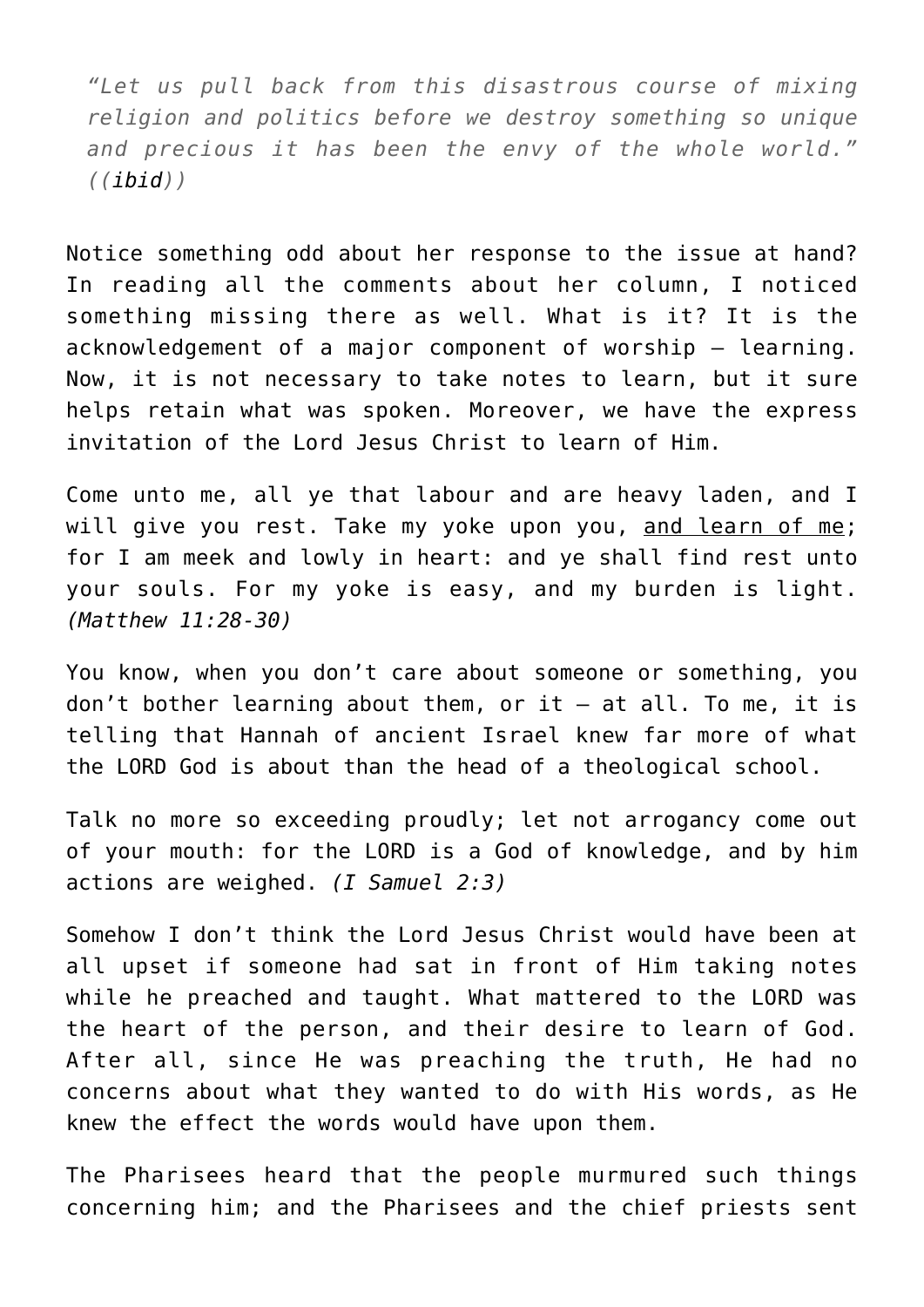> *“Let us pull back from this disastrous course of mixing religion and politics before we destroy something so unique and precious it has been the envy of the whole world.” ((**ibid**))*

Notice something odd about her response to the issue at hand? In reading all the comments about her column, I noticed something missing there as well. What is it? It is the acknowledgement of a major component of worship – learning. Now, it is not necessary to take notes to learn, but it sure helps retain what was spoken. Moreover, we have the express invitation of the Lord Jesus Christ to learn of Him.

Come unto me, all ye that labour and are heavy laden, and I will give you rest. Take my yoke upon you, <u>and learn of me</u>; for I am meek and lowly in heart: and ye shall find rest unto your souls. For my yoke is easy, and my burden is light. *(Matthew 11:28-30)*

You know, when you don’t care about someone or something, you don’t bother learning about them, or it – at all. To me, it is telling that Hannah of ancient Israel knew far more of what the LORD God is about than the head of a theological school.

Talk no more so exceeding proudly; let not arrogancy come out of your mouth: for the LORD is a God of knowledge, and by him actions are weighed. *(I Samuel 2:3)*

Somehow I don’t think the Lord Jesus Christ would have been at all upset if someone had sat in front of Him taking notes while he preached and taught. What mattered to the LORD was the heart of the person, and their desire to learn of God. After all, since He was preaching the truth, He had no concerns about what they wanted to do with His words, as He knew the effect the words would have upon them.

The Pharisees heard that the people murmured such things concerning him; and the Pharisees and the chief priests sent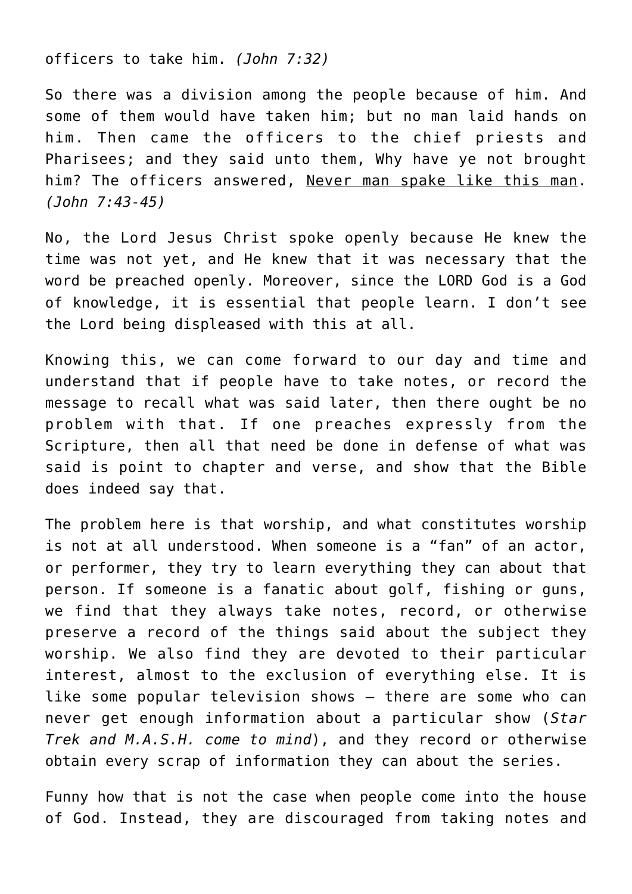officers to take him. *(John 7:32)*

So there was a division among the people because of him. And some of them would have taken him; but no man laid hands on him. Then came the officers to the chief priests and Pharisees; and they said unto them, Why have ye not brought him? The officers answered, <u>Never man spake like this man</u>. *(John 7:43-45)*

No, the Lord Jesus Christ spoke openly because He knew the time was not yet, and He knew that it was necessary that the word be preached openly. Moreover, since the LORD God is a God of knowledge, it is essential that people learn. I don't see the Lord being displeased with this at all.

Knowing this, we can come forward to our day and time and understand that if people have to take notes, or record the message to recall what was said later, then there ought be no problem with that. If one preaches expressly from the Scripture, then all that need be done in defense of what was said is point to chapter and verse, and show that the Bible does indeed say that.

The problem here is that worship, and what constitutes worship is not at all understood. When someone is a "fan" of an actor, or performer, they try to learn everything they can about that person. If someone is a fanatic about golf, fishing or guns, we find that they always take notes, record, or otherwise preserve a record of the things said about the subject they worship. We also find they are devoted to their particular interest, almost to the exclusion of everything else. It is like some popular television shows – there are some who can never get enough information about a particular show (*Star Trek and M.A.S.H. come to mind*), and they record or otherwise obtain every scrap of information they can about the series.

Funny how that is not the case when people come into the house of God. Instead, they are discouraged from taking notes and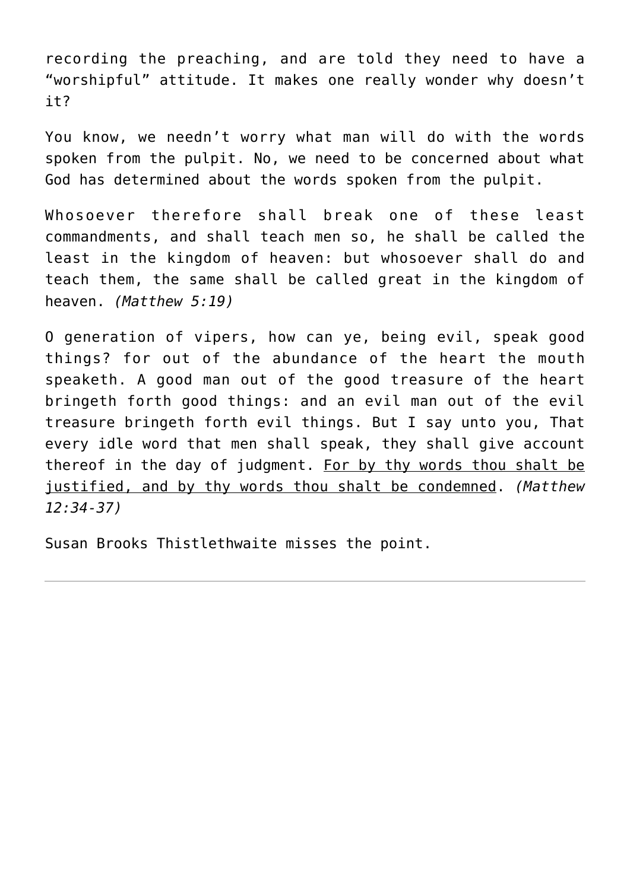recording the preaching, and are told they need to have a "worshipful" attitude. It makes one really wonder why doesn't it?

You know, we needn't worry what man will do with the words spoken from the pulpit. No, we need to be concerned about what God has determined about the words spoken from the pulpit.

Whosoever therefore shall break one of these least commandments, and shall teach men so, he shall be called the least in the kingdom of heaven: but whosoever shall do and teach them, the same shall be called great in the kingdom of heaven. *(Matthew 5:19)*

O generation of vipers, how can ye, being evil, speak good things? for out of the abundance of the heart the mouth speaketh. A good man out of the good treasure of the heart bringeth forth good things: and an evil man out of the evil treasure bringeth forth evil things. But I say unto you, That every idle word that men shall speak, they shall give account thereof in the day of judgment. <u>For by thy words thou shalt be justified, and by thy words thou shalt be condemned</u>. *(Matthew 12:34-37)*

Susan Brooks Thistlethwaite misses the point.

---